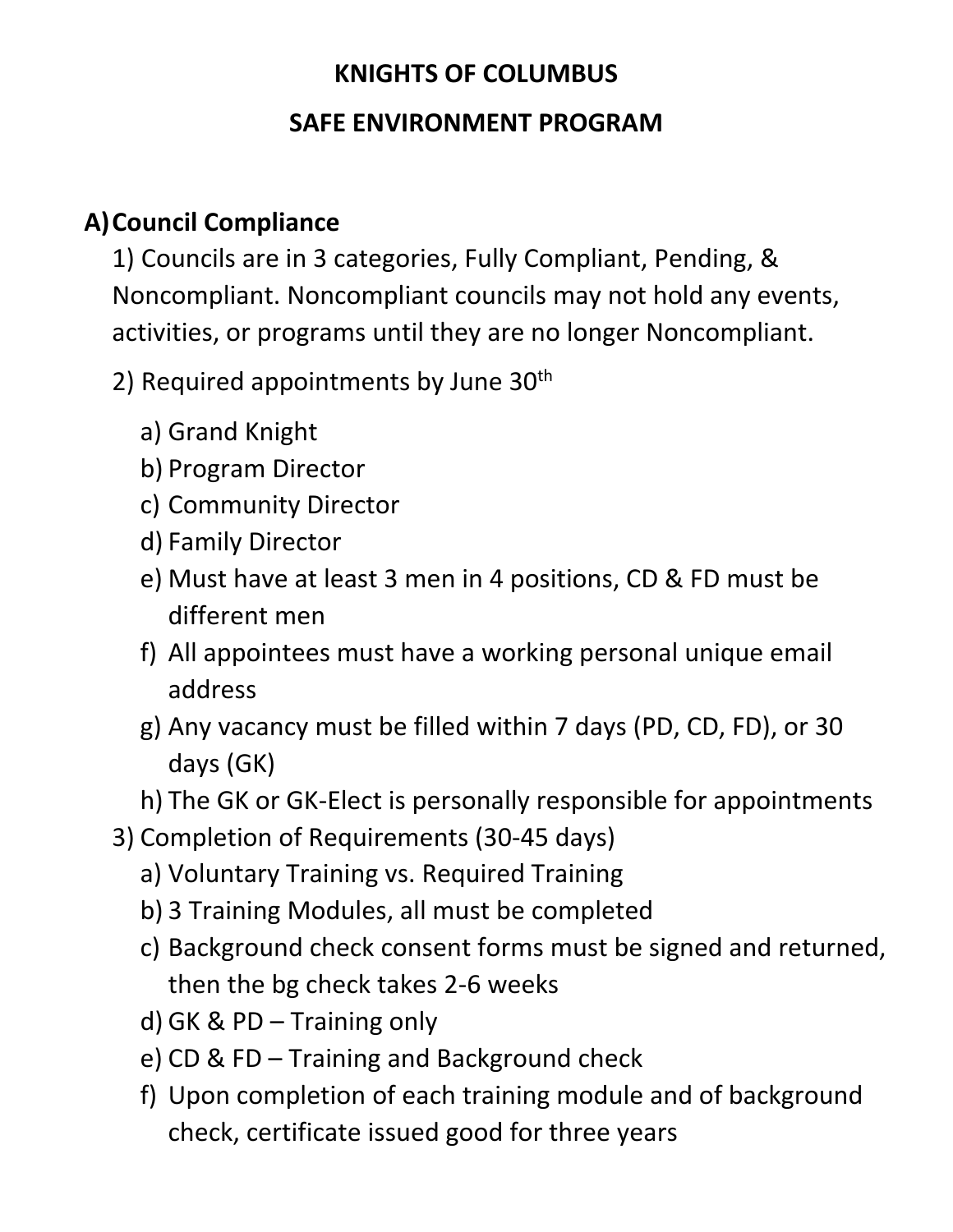# KNIGHTS OF COLUMBUS

## SAFE ENVIRONMENT PROGRAM

### A) Council Compliance

1) Councils are in 3 categories, Fully Compliant, Pending, & Noncompliant. Noncompliant councils may not hold any events, activities, or programs until they are no longer Noncompliant.

2) Required appointments by June 30th

   a) Grand Knight
   b) Program Director
   c) Community Director
   d) Family Director
   e) Must have at least 3 men in 4 positions, CD & FD must be different men
   f) All appointees must have a working personal unique email address
   g) Any vacancy must be filled within 7 days (PD, CD, FD), or 30 days (GK)
   h) The GK or GK-Elect is personally responsible for appointments

3) Completion of Requirements (30-45 days)

   a) Voluntary Training vs. Required Training
   b) 3 Training Modules, all must be completed
   c) Background check consent forms must be signed and returned, then the bg check takes 2-6 weeks
   d) GK & PD – Training only
   e) CD & FD – Training and Background check
   f) Upon completion of each training module and of background check, certificate issued good for three years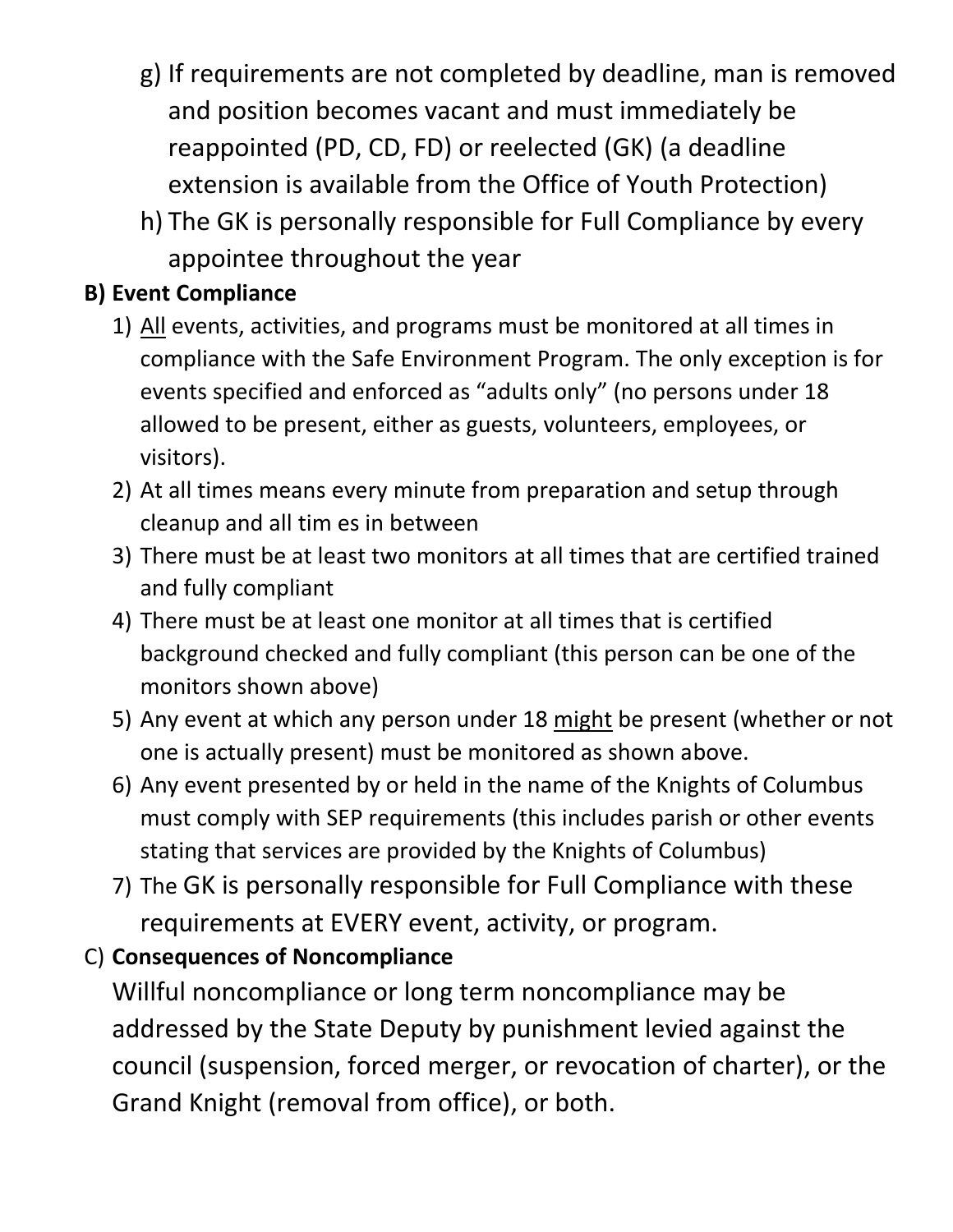g) If requirements are not completed by deadline, man is removed and position becomes vacant and must immediately be reappointed (PD, CD, FD) or reelected (GK) (a deadline extension is available from the Office of Youth Protection)

h) The GK is personally responsible for Full Compliance by every appointee throughout the year

**B) Event Compliance**

1) <u>All</u> events, activities, and programs must be monitored at all times in compliance with the Safe Environment Program. The only exception is for events specified and enforced as "adults only" (no persons under 18 allowed to be present, either as guests, volunteers, employees, or visitors).
2) At all times means every minute from preparation and setup through cleanup and all tim es in between
3) There must be at least two monitors at all times that are certified trained and fully compliant
4) There must be at least one monitor at all times that is certified background checked and fully compliant (this person can be one of the monitors shown above)
5) Any event at which any person under 18 <u>might</u> be present (whether or not one is actually present) must be monitored as shown above.
6) Any event presented by or held in the name of the Knights of Columbus must comply with SEP requirements (this includes parish or other events stating that services are provided by the Knights of Columbus)
7) The GK is personally responsible for Full Compliance with these requirements at EVERY event, activity, or program.

C) **Consequences of Noncompliance**

Willful noncompliance or long term noncompliance may be addressed by the State Deputy by punishment levied against the council (suspension, forced merger, or revocation of charter), or the Grand Knight (removal from office), or both.